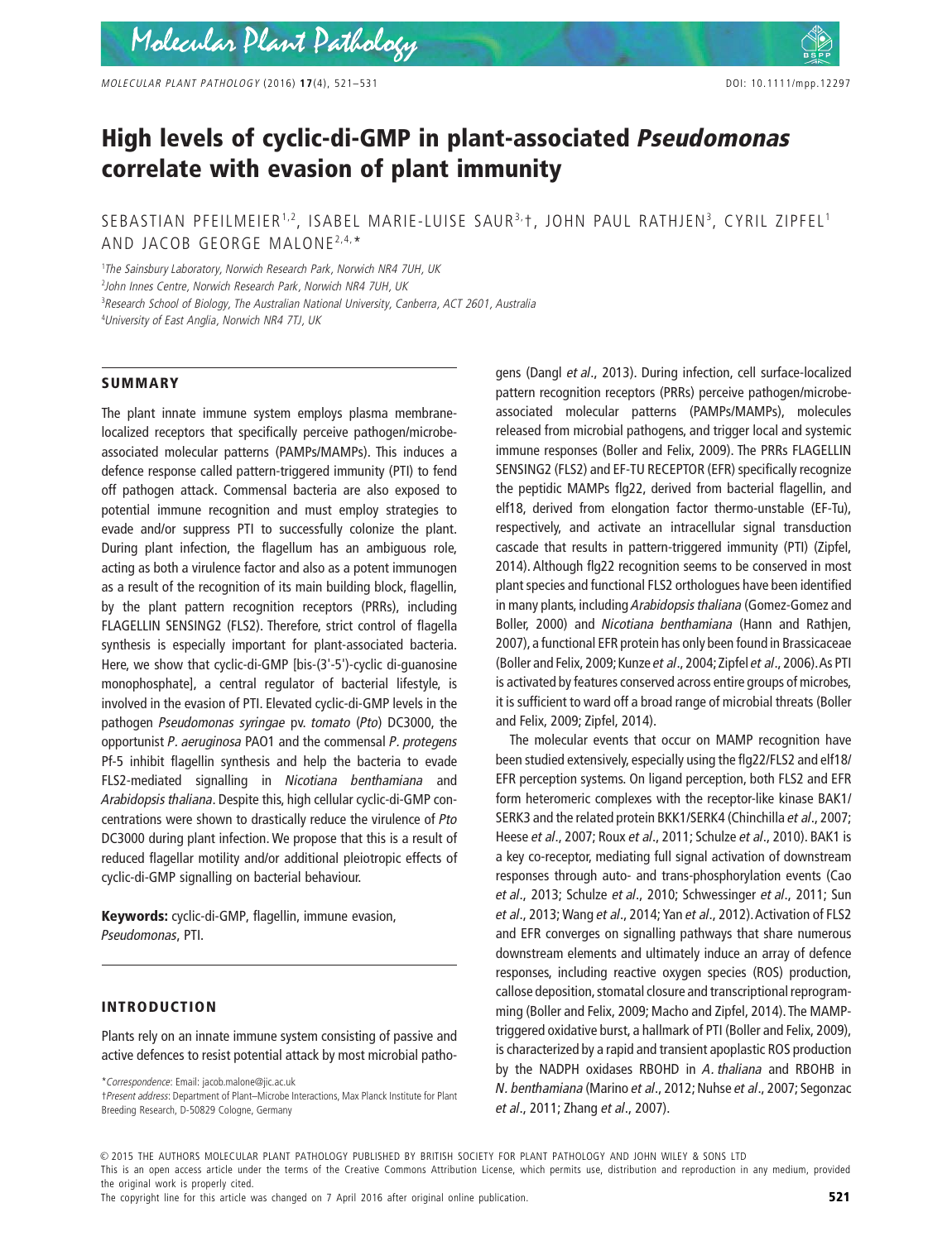# High levels of cyclic-di-GMP in plant-associated *Pseudomonas* correlate with evasion of plant immunity

SEBASTIAN PFEILMEIER[1,2], ISABEL MARIE-LUISE SAUR[3,†], JOHN PAUL RATHJEN[3], CYRIL ZIPFEL[1] AND JACOB GEORGE MALONE[2,4,*]

[1]The Sainsbury Laboratory, Norwich Research Park, Norwich NR4 7UH, UK
[2]John Innes Centre, Norwich Research Park, Norwich NR4 7UH, UK
[3]Research School of Biology, The Australian National University, Canberra, ACT 2601, Australia
[4]University of East Anglia, Norwich NR4 7TJ, UK

## SUMMARY

The plant innate immune system employs plasma membrane-localized receptors that specifically perceive pathogen/microbe-associated molecular patterns (PAMPs/MAMPs). This induces a defence response called pattern-triggered immunity (PTI) to fend off pathogen attack. Commensal bacteria are also exposed to potential immune recognition and must employ strategies to evade and/or suppress PTI to successfully colonize the plant. During plant infection, the flagellum has an ambiguous role, acting as both a virulence factor and also as a potent immunogen as a result of the recognition of its main building block, flagellin, by the plant pattern recognition receptors (PRRs), including FLAGELLIN SENSING2 (FLS2). Therefore, strict control of flagella synthesis is especially important for plant-associated bacteria. Here, we show that cyclic-di-GMP [bis-(3'-5')-cyclic di-guanosine monophosphate], a central regulator of bacterial lifestyle, is involved in the evasion of PTI. Elevated cyclic-di-GMP levels in the pathogen *Pseudomonas syringae* pv. *tomato* (*Pto*) DC3000, the opportunist *P. aeruginosa* PAO1 and the commensal *P. protegens* Pf-5 inhibit flagellin synthesis and help the bacteria to evade FLS2-mediated signalling in *Nicotiana benthamiana* and *Arabidopsis thaliana*. Despite this, high cellular cyclic-di-GMP concentrations were shown to drastically reduce the virulence of *Pto* DC3000 during plant infection. We propose that this is a result of reduced flagellar motility and/or additional pleiotropic effects of cyclic-di-GMP signalling on bacterial behaviour.

**Keywords:** cyclic-di-GMP, flagellin, immune evasion, *Pseudomonas*, PTI.

## INTRODUCTION

Plants rely on an innate immune system consisting of passive and active defences to resist potential attack by most microbial pathogens (Dangl *et al*., 2013). During infection, cell surface-localized pattern recognition receptors (PRRs) perceive pathogen/microbe-associated molecular patterns (PAMPs/MAMPs), molecules released from microbial pathogens, and trigger local and systemic immune responses (Boller and Felix, 2009). The PRRs FLAGELLIN SENSING2 (FLS2) and EF-TU RECEPTOR (EFR) specifically recognize the peptidic MAMPs flg22, derived from bacterial flagellin, and elf18, derived from elongation factor thermo-unstable (EF-Tu), respectively, and activate an intracellular signal transduction cascade that results in pattern-triggered immunity (PTI) (Zipfel, 2014). Although flg22 recognition seems to be conserved in most plant species and functional FLS2 orthologues have been identified in many plants, including *Arabidopsis thaliana* (Gomez-Gomez and Boller, 2000) and *Nicotiana benthamiana* (Hann and Rathjen, 2007), a functional EFR protein has only been found in Brassicaceae (Boller and Felix, 2009; Kunze *et al*., 2004; Zipfel *et al*., 2006). As PTI is activated by features conserved across entire groups of microbes, it is sufficient to ward off a broad range of microbial threats (Boller and Felix, 2009; Zipfel, 2014).

The molecular events that occur on MAMP recognition have been studied extensively, especially using the flg22/FLS2 and elf18/EFR perception systems. On ligand perception, both FLS2 and EFR form heteromeric complexes with the receptor-like kinase BAK1/SERK3 and the related protein BKK1/SERK4 (Chinchilla *et al*., 2007; Heese *et al*., 2007; Roux *et al*., 2011; Schulze *et al*., 2010). BAK1 is a key co-receptor, mediating full signal activation of downstream responses through auto- and trans-phosphorylation events (Cao *et al*., 2013; Schulze *et al*., 2010; Schwessinger *et al*., 2011; Sun *et al*., 2013; Wang *et al*., 2014; Yan *et al*., 2012). Activation of FLS2 and EFR converges on signalling pathways that share numerous downstream elements and ultimately induce an array of defence responses, including reactive oxygen species (ROS) production, callose deposition, stomatal closure and transcriptional reprogramming (Boller and Felix, 2009; Macho and Zipfel, 2014). The MAMP-triggered oxidative burst, a hallmark of PTI (Boller and Felix, 2009), is characterized by a rapid and transient apoplastic ROS production by the NADPH oxidases RBOHD in *A. thaliana* and RBOHB in *N. benthamiana* (Marino *et al*., 2012; Nuhse *et al*., 2007; Segonzac *et al*., 2011; Zhang *et al*., 2007).

*Correspondence: Email: jacob.malone@jic.ac.uk
†Present address: Department of Plant–Microbe Interactions, Max Planck Institute for Plant Breeding Research, D-50829 Cologne, Germany

© 2015 THE AUTHORS MOLECULAR PLANT PATHOLOGY PUBLISHED BY BRITISH SOCIETY FOR PLANT PATHOLOGY AND JOHN WILEY & SONS LTD
This is an open access article under the terms of the Creative Commons Attribution License, which permits use, distribution and reproduction in any medium, provided the original work is properly cited.
The copyright line for this article was changed on 7 April 2016 after original online publication.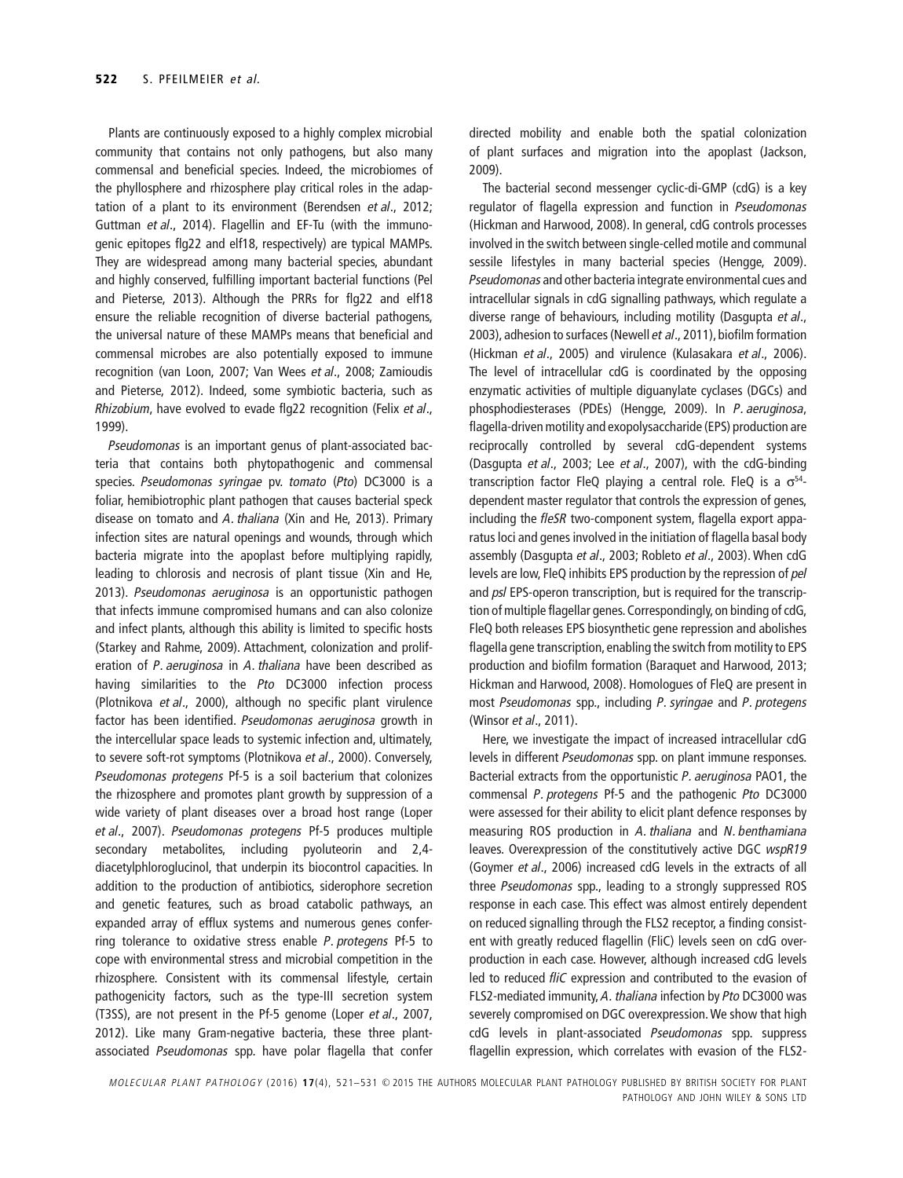Plants are continuously exposed to a highly complex microbial community that contains not only pathogens, but also many commensal and beneficial species. Indeed, the microbiomes of the phyllosphere and rhizosphere play critical roles in the adaptation of a plant to its environment (Berendsen *et al*., 2012; Guttman *et al*., 2014). Flagellin and EF-Tu (with the immunogenic epitopes flg22 and elf18, respectively) are typical MAMPs. They are widespread among many bacterial species, abundant and highly conserved, fulfilling important bacterial functions (Pel and Pieterse, 2013). Although the PRRs for flg22 and elf18 ensure the reliable recognition of diverse bacterial pathogens, the universal nature of these MAMPs means that beneficial and commensal microbes are also potentially exposed to immune recognition (van Loon, 2007; Van Wees *et al*., 2008; Zamioudis and Pieterse, 2012). Indeed, some symbiotic bacteria, such as *Rhizobium*, have evolved to evade flg22 recognition (Felix *et al*., 1999).

*Pseudomonas* is an important genus of plant-associated bacteria that contains both phytopathogenic and commensal species. *Pseudomonas syringae* pv. *tomato* (*Pto*) DC3000 is a foliar, hemibiotrophic plant pathogen that causes bacterial speck disease on tomato and *A. thaliana* (Xin and He, 2013). Primary infection sites are natural openings and wounds, through which bacteria migrate into the apoplast before multiplying rapidly, leading to chlorosis and necrosis of plant tissue (Xin and He, 2013). *Pseudomonas aeruginosa* is an opportunistic pathogen that infects immune compromised humans and can also colonize and infect plants, although this ability is limited to specific hosts (Starkey and Rahme, 2009). Attachment, colonization and proliferation of *P. aeruginosa* in *A. thaliana* have been described as having similarities to the *Pto* DC3000 infection process (Plotnikova *et al*., 2000), although no specific plant virulence factor has been identified. *Pseudomonas aeruginosa* growth in the intercellular space leads to systemic infection and, ultimately, to severe soft-rot symptoms (Plotnikova *et al*., 2000). Conversely, *Pseudomonas protegens* Pf-5 is a soil bacterium that colonizes the rhizosphere and promotes plant growth by suppression of a wide variety of plant diseases over a broad host range (Loper *et al*., 2007). *Pseudomonas protegens* Pf-5 produces multiple secondary metabolites, including pyoluteorin and 2,4-diacetylphloroglucinol, that underpin its biocontrol capacities. In addition to the production of antibiotics, siderophore secretion and genetic features, such as broad catabolic pathways, an expanded array of efflux systems and numerous genes conferring tolerance to oxidative stress enable *P. protegens* Pf-5 to cope with environmental stress and microbial competition in the rhizosphere. Consistent with its commensal lifestyle, certain pathogenicity factors, such as the type-III secretion system (T3SS), are not present in the Pf-5 genome (Loper *et al*., 2007, 2012). Like many Gram-negative bacteria, these three plant-associated *Pseudomonas* spp. have polar flagella that confer directed mobility and enable both the spatial colonization of plant surfaces and migration into the apoplast (Jackson, 2009).

The bacterial second messenger cyclic-di-GMP (cdG) is a key regulator of flagella expression and function in *Pseudomonas* (Hickman and Harwood, 2008). In general, cdG controls processes involved in the switch between single-celled motile and communal sessile lifestyles in many bacterial species (Hengge, 2009). *Pseudomonas* and other bacteria integrate environmental cues and intracellular signals in cdG signalling pathways, which regulate a diverse range of behaviours, including motility (Dasgupta *et al*., 2003), adhesion to surfaces (Newell *et al*., 2011), biofilm formation (Hickman *et al*., 2005) and virulence (Kulasakara *et al*., 2006). The level of intracellular cdG is coordinated by the opposing enzymatic activities of multiple diguanylate cyclases (DGCs) and phosphodiesterases (PDEs) (Hengge, 2009). In *P. aeruginosa*, flagella-driven motility and exopolysaccharide (EPS) production are reciprocally controlled by several cdG-dependent systems (Dasgupta *et al*., 2003; Lee *et al*., 2007), with the cdG-binding transcription factor FleQ playing a central role. FleQ is a $\sigma^{54}$-dependent master regulator that controls the expression of genes, including the *fleSR* two-component system, flagella export apparatus loci and genes involved in the initiation of flagella basal body assembly (Dasgupta *et al*., 2003; Robleto *et al*., 2003). When cdG levels are low, FleQ inhibits EPS production by the repression of *pel* and *psl* EPS-operon transcription, but is required for the transcription of multiple flagellar genes. Correspondingly, on binding of cdG, FleQ both releases EPS biosynthetic gene repression and abolishes flagella gene transcription, enabling the switch from motility to EPS production and biofilm formation (Baraquet and Harwood, 2013; Hickman and Harwood, 2008). Homologues of FleQ are present in most *Pseudomonas* spp., including *P. syringae* and *P. protegens* (Winsor *et al*., 2011).

Here, we investigate the impact of increased intracellular cdG levels in different *Pseudomonas* spp. on plant immune responses. Bacterial extracts from the opportunistic *P. aeruginosa* PAO1, the commensal *P. protegens* Pf-5 and the pathogenic *Pto* DC3000 were assessed for their ability to elicit plant defence responses by measuring ROS production in *A. thaliana* and *N. benthamiana* leaves. Overexpression of the constitutively active DGC *wspR19* (Goymer *et al*., 2006) increased cdG levels in the extracts of all three *Pseudomonas* spp., leading to a strongly suppressed ROS response in each case. This effect was almost entirely dependent on reduced signalling through the FLS2 receptor, a finding consistent with greatly reduced flagellin (FliC) levels seen on cdG overproduction in each case. However, although increased cdG levels led to reduced *fliC* expression and contributed to the evasion of FLS2-mediated immunity, *A. thaliana* infection by *Pto* DC3000 was severely compromised on DGC overexpression. We show that high cdG levels in plant-associated *Pseudomonas* spp. suppress flagellin expression, which correlates with evasion of the FLS2-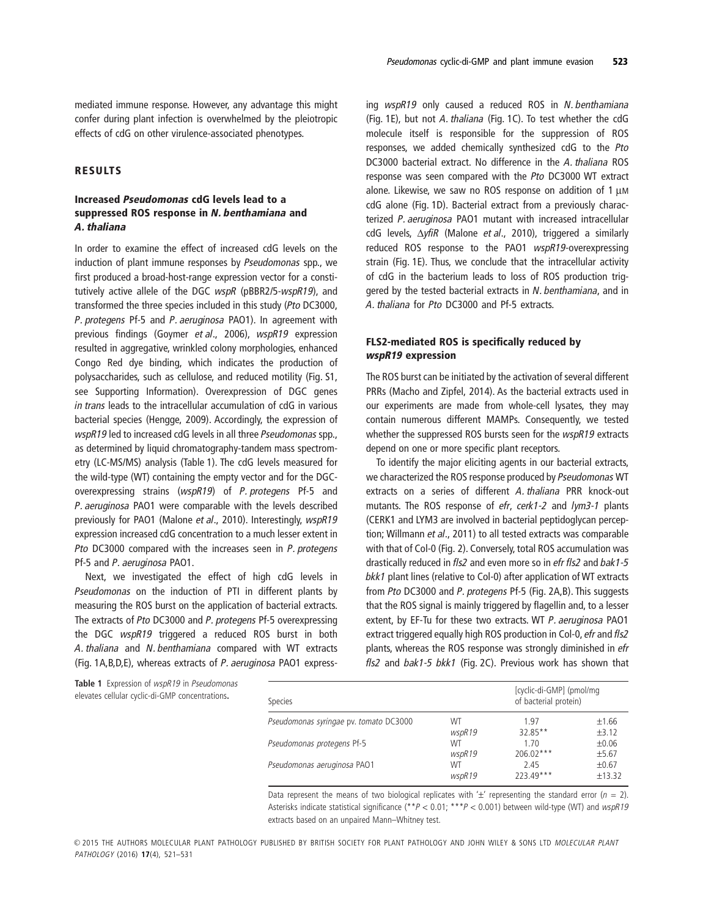mediated immune response. However, any advantage this might confer during plant infection is overwhelmed by the pleiotropic effects of cdG on other virulence-associated phenotypes.

## RESULTS

### Increased *Pseudomonas* cdG levels lead to a suppressed ROS response in *N. benthamiana* and *A. thaliana*

In order to examine the effect of increased cdG levels on the induction of plant immune responses by *Pseudomonas* spp., we first produced a broad-host-range expression vector for a constitutively active allele of the DGC *wspR* (pBBR2/5-*wspR19*), and transformed the three species included in this study (*Pto* DC3000, *P. protegens* Pf-5 and *P. aeruginosa* PAO1). In agreement with previous findings (Goymer *et al*., 2006), *wspR19* expression resulted in aggregative, wrinkled colony morphologies, enhanced Congo Red dye binding, which indicates the production of polysaccharides, such as cellulose, and reduced motility (Fig. S1, see Supporting Information). Overexpression of DGC genes *in trans* leads to the intracellular accumulation of cdG in various bacterial species (Hengge, 2009). Accordingly, the expression of *wspR19* led to increased cdG levels in all three *Pseudomonas* spp., as determined by liquid chromatography-tandem mass spectrometry (LC-MS/MS) analysis (Table 1). The cdG levels measured for the wild-type (WT) containing the empty vector and for the DGC-overexpressing strains (*wspR19*) of *P. protegens* Pf-5 and *P. aeruginosa* PAO1 were comparable with the levels described previously for PAO1 (Malone *et al*., 2010). Interestingly, *wspR19* expression increased cdG concentration to a much lesser extent in *Pto* DC3000 compared with the increases seen in *P. protegens* Pf-5 and *P. aeruginosa* PAO1.

Next, we investigated the effect of high cdG levels in *Pseudomonas* on the induction of PTI in different plants by measuring the ROS burst on the application of bacterial extracts. The extracts of *Pto* DC3000 and *P. protegens* Pf-5 overexpressing the DGC *wspR19* triggered a reduced ROS burst in both *A. thaliana* and *N. benthamiana* compared with WT extracts (Fig. 1A,B,D,E), whereas extracts of *P. aeruginosa* PAO1 expressing *wspR19* only caused a reduced ROS in *N. benthamiana* (Fig. 1E), but not *A. thaliana* (Fig. 1C). To test whether the cdG molecule itself is responsible for the suppression of ROS responses, we added chemically synthesized cdG to the *Pto* DC3000 bacterial extract. No difference in the *A. thaliana* ROS response was seen compared with the *Pto* DC3000 WT extract alone. Likewise, we saw no ROS response on addition of 1 μM cdG alone (Fig. 1D). Bacterial extract from a previously characterized *P. aeruginosa* PAO1 mutant with increased intracellular cdG levels, Δ*yfiR* (Malone *et al*., 2010), triggered a similarly reduced ROS response to the PAO1 *wspR19*-overexpressing strain (Fig. 1E). Thus, we conclude that the intracellular activity of cdG in the bacterium leads to loss of ROS production triggered by the tested bacterial extracts in *N. benthamiana*, and in *A. thaliana* for *Pto* DC3000 and Pf-5 extracts.

### FLS2-mediated ROS is specifically reduced by *wspR19* expression

The ROS burst can be initiated by the activation of several different PRRs (Macho and Zipfel, 2014). As the bacterial extracts used in our experiments are made from whole-cell lysates, they may contain numerous different MAMPs. Consequently, we tested whether the suppressed ROS bursts seen for the *wspR19* extracts depend on one or more specific plant receptors.

To identify the major eliciting agents in our bacterial extracts, we characterized the ROS response produced by *Pseudomonas* WT extracts on a series of different *A. thaliana* PRR knock-out mutants. The ROS response of *efr*, *cerk1-2* and *lym3-1* plants (CERK1 and LYM3 are involved in bacterial peptidoglycan perception; Willmann *et al*., 2011) to all tested extracts was comparable with that of Col-0 (Fig. 2). Conversely, total ROS accumulation was drastically reduced in *fls2* and even more so in *efr fls2* and *bak1-5 bkk1* plant lines (relative to Col-0) after application of WT extracts from *Pto* DC3000 and *P. protegens* Pf-5 (Fig. 2A,B). This suggests that the ROS signal is mainly triggered by flagellin and, to a lesser extent, by EF-Tu for these two extracts. WT *P. aeruginosa* PAO1 extract triggered equally high ROS production in Col-0, *efr* and *fls2* plants, whereas the ROS response was strongly diminished in *efr fls2* and *bak1-5 bkk1* (Fig. 2C). Previous work has shown that

**Table 1** Expression of *wspR19* in *Pseudomonas* elevates cellular cyclic-di-GMP concentrations.

| Species | | [cyclic-di-GMP] (pmol/mg of bacterial protein) | |
|---|---|---|---|
| *Pseudomonas syringae* pv. *tomato* DC3000 | WT | 1.97 | ±1.66 |
| | *wspR19* | 32.85** | ±3.12 |
| *Pseudomonas protegens* Pf-5 | WT | 1.70 | ±0.06 |
| | *wspR19* | 206.02*** | ±5.67 |
| *Pseudomonas aeruginosa* PAO1 | WT | 2.45 | ±0.67 |
| | *wspR19* | 223.49*** | ±13.32 |

Data represent the means of two biological replicates with '±' representing the standard error ($n = 2$). Asterisks indicate statistical significance (**$P < 0.01$; ***$P < 0.001$) between wild-type (WT) and *wspR19* extracts based on an unpaired Mann–Whitney test.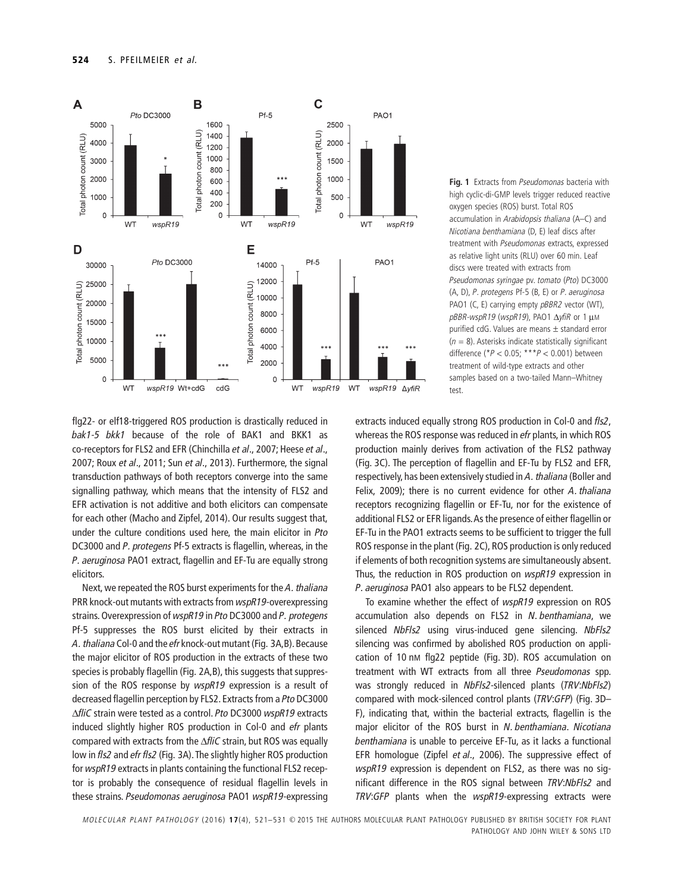**Fig. 1** Extracts from *Pseudomonas* bacteria with high cyclic-di-GMP levels trigger reduced reactive oxygen species (ROS) burst. Total ROS accumulation in *Arabidopsis thaliana* (A–C) and *Nicotiana benthamiana* (D, E) leaf discs after treatment with *Pseudomonas* extracts, expressed as relative light units (RLU) over 60 min. Leaf discs were treated with extracts from *Pseudomonas syringae* pv. *tomato* (*Pto*) DC3000 (A, D), *P. protegens* Pf-5 (B, E) or *P. aeruginosa* PAO1 (C, E) carrying empty *pBBR2* vector (WT), *pBBR-wspR19* (*wspR19*), PAO1 Δ*yfiR* or 1 μM purified cdG. Values are means ± standard error ($n = 8$). Asterisks indicate statistically significant difference (\*$P < 0.05$; \*\*\*$P < 0.001$) between treatment of wild-type extracts and other samples based on a two-tailed Mann–Whitney test.

flg22- or elf18-triggered ROS production is drastically reduced in *bak1-5 bkk1* because of the role of BAK1 and BKK1 as co-receptors for FLS2 and EFR (Chinchilla *et al*., 2007; Heese *et al*., 2007; Roux *et al*., 2011; Sun *et al*., 2013). Furthermore, the signal transduction pathways of both receptors converge into the same signalling pathway, which means that the intensity of FLS2 and EFR activation is not additive and both elicitors can compensate for each other (Macho and Zipfel, 2014). Our results suggest that, under the culture conditions used here, the main elicitor in *Pto* DC3000 and *P. protegens* Pf-5 extracts is flagellin, whereas, in the *P. aeruginosa* PAO1 extract, flagellin and EF-Tu are equally strong elicitors.

Next, we repeated the ROS burst experiments for the *A. thaliana* PRR knock-out mutants with extracts from *wspR19*-overexpressing strains. Overexpression of *wspR19* in *Pto* DC3000 and *P. protegens* Pf-5 suppresses the ROS burst elicited by their extracts in *A. thaliana* Col-0 and the *efr* knock-out mutant (Fig. 3A,B). Because the major elicitor of ROS production in the extracts of these two species is probably flagellin (Fig. 2A,B), this suggests that suppression of the ROS response by *wspR19* expression is a result of decreased flagellin perception by FLS2. Extracts from a *Pto* DC3000 Δ*fliC* strain were tested as a control. *Pto* DC3000 *wspR19* extracts induced slightly higher ROS production in Col-0 and *efr* plants compared with extracts from the Δ*fliC* strain, but ROS was equally low in *fls2* and *efr fls2* (Fig. 3A). The slightly higher ROS production for *wspR19* extracts in plants containing the functional FLS2 receptor is probably the consequence of residual flagellin levels in these strains. *Pseudomonas aeruginosa* PAO1 *wspR19*-expressing extracts induced equally strong ROS production in Col-0 and *fls2*, whereas the ROS response was reduced in *efr* plants, in which ROS production mainly derives from activation of the FLS2 pathway (Fig. 3C). The perception of flagellin and EF-Tu by FLS2 and EFR, respectively, has been extensively studied in *A. thaliana* (Boller and Felix, 2009); there is no current evidence for other *A. thaliana* receptors recognizing flagellin or EF-Tu, nor for the existence of additional FLS2 or EFR ligands. As the presence of either flagellin or EF-Tu in the PAO1 extracts seems to be sufficient to trigger the full ROS response in the plant (Fig. 2C), ROS production is only reduced if elements of both recognition systems are simultaneously absent. Thus, the reduction in ROS production on *wspR19* expression in *P. aeruginosa* PAO1 also appears to be FLS2 dependent.

To examine whether the effect of *wspR19* expression on ROS accumulation also depends on FLS2 in *N. benthamiana*, we silenced *NbFls2* using virus-induced gene silencing. *NbFls2* silencing was confirmed by abolished ROS production on application of 10 nM flg22 peptide (Fig. 3D). ROS accumulation on treatment with WT extracts from all three *Pseudomonas* spp. was strongly reduced in *NbFls2*-silenced plants (*TRV:NbFls2*) compared with mock-silenced control plants (*TRV:GFP*) (Fig. 3D–F), indicating that, within the bacterial extracts, flagellin is the major elicitor of the ROS burst in *N. benthamiana*. *Nicotiana benthamiana* is unable to perceive EF-Tu, as it lacks a functional EFR homologue (Zipfel *et al*., 2006). The suppressive effect of *wspR19* expression is dependent on FLS2, as there was no significant difference in the ROS signal between *TRV:NbFls2* and *TRV:GFP* plants when the *wspR19*-expressing extracts were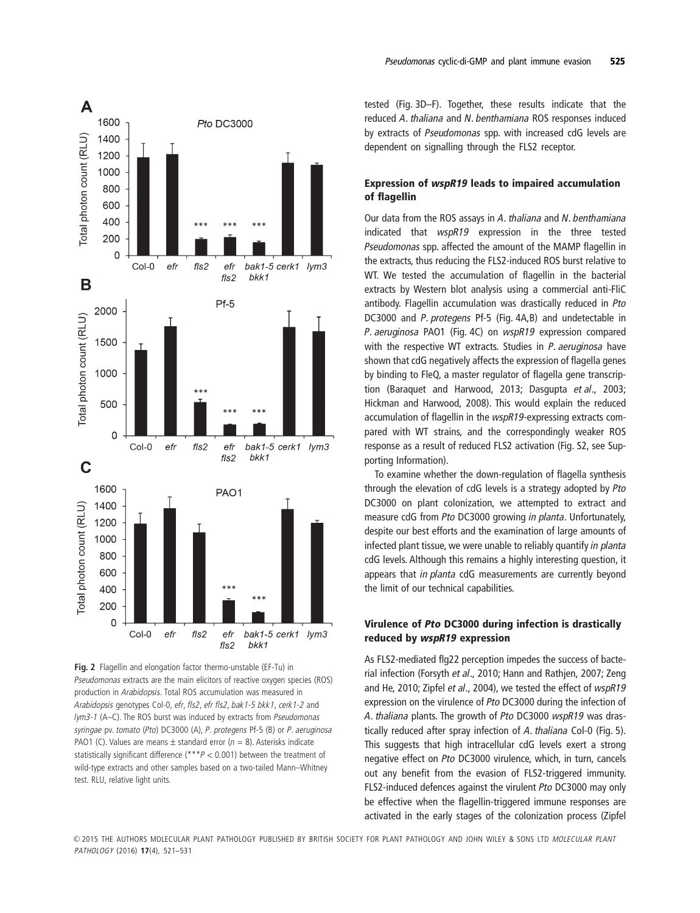Fig. 2 Flagellin and elongation factor thermo-unstable (EF-Tu) in *Pseudomonas* extracts are the main elicitors of reactive oxygen species (ROS) production in *Arabidopsis*. Total ROS accumulation was measured in *Arabidopsis* genotypes Col-0, *efr*, *fls2*, *efr fls2*, *bak1-5 bkk1*, *cerk1-2* and *lym3-1* (A–C). The ROS burst was induced by extracts from *Pseudomonas syringae* pv. *tomato* (*Pto*) DC3000 (A), *P. protegens* Pf-5 (B) or *P. aeruginosa* PAO1 (C). Values are means ± standard error ($n = 8$). Asterisks indicate statistically significant difference (***$P < 0.001$) between the treatment of wild-type extracts and other samples based on a two-tailed Mann–Whitney test. RLU, relative light units.

tested (Fig. 3D–F). Together, these results indicate that the reduced *A. thaliana* and *N. benthamiana* ROS responses induced by extracts of *Pseudomonas* spp. with increased cdG levels are dependent on signalling through the FLS2 receptor.

## Expression of *wspR19* leads to impaired accumulation of flagellin

Our data from the ROS assays in *A. thaliana* and *N. benthamiana* indicated that *wspR19* expression in the three tested *Pseudomonas* spp. affected the amount of the MAMP flagellin in the extracts, thus reducing the FLS2-induced ROS burst relative to WT. We tested the accumulation of flagellin in the bacterial extracts by Western blot analysis using a commercial anti-FliC antibody. Flagellin accumulation was drastically reduced in *Pto* DC3000 and *P. protegens* Pf-5 (Fig. 4A,B) and undetectable in *P. aeruginosa* PAO1 (Fig. 4C) on *wspR19* expression compared with the respective WT extracts. Studies in *P. aeruginosa* have shown that cdG negatively affects the expression of flagella genes by binding to FleQ, a master regulator of flagella gene transcription (Baraquet and Harwood, 2013; Dasgupta *et al*., 2003; Hickman and Harwood, 2008). This would explain the reduced accumulation of flagellin in the *wspR19*-expressing extracts compared with WT strains, and the correspondingly weaker ROS response as a result of reduced FLS2 activation (Fig. S2, see Supporting Information).

To examine whether the down-regulation of flagella synthesis through the elevation of cdG levels is a strategy adopted by *Pto* DC3000 on plant colonization, we attempted to extract and measure cdG from *Pto* DC3000 growing *in planta*. Unfortunately, despite our best efforts and the examination of large amounts of infected plant tissue, we were unable to reliably quantify *in planta* cdG levels. Although this remains a highly interesting question, it appears that *in planta* cdG measurements are currently beyond the limit of our technical capabilities.

## Virulence of *Pto* DC3000 during infection is drastically reduced by *wspR19* expression

As FLS2-mediated flg22 perception impedes the success of bacterial infection (Forsyth *et al*., 2010; Hann and Rathjen, 2007; Zeng and He, 2010; Zipfel *et al*., 2004), we tested the effect of *wspR19* expression on the virulence of *Pto* DC3000 during the infection of *A. thaliana* plants. The growth of *Pto* DC3000 *wspR19* was drastically reduced after spray infection of *A. thaliana* Col-0 (Fig. 5). This suggests that high intracellular cdG levels exert a strong negative effect on *Pto* DC3000 virulence, which, in turn, cancels out any benefit from the evasion of FLS2-triggered immunity. FLS2-induced defences against the virulent *Pto* DC3000 may only be effective when the flagellin-triggered immune responses are activated in the early stages of the colonization process (Zipfel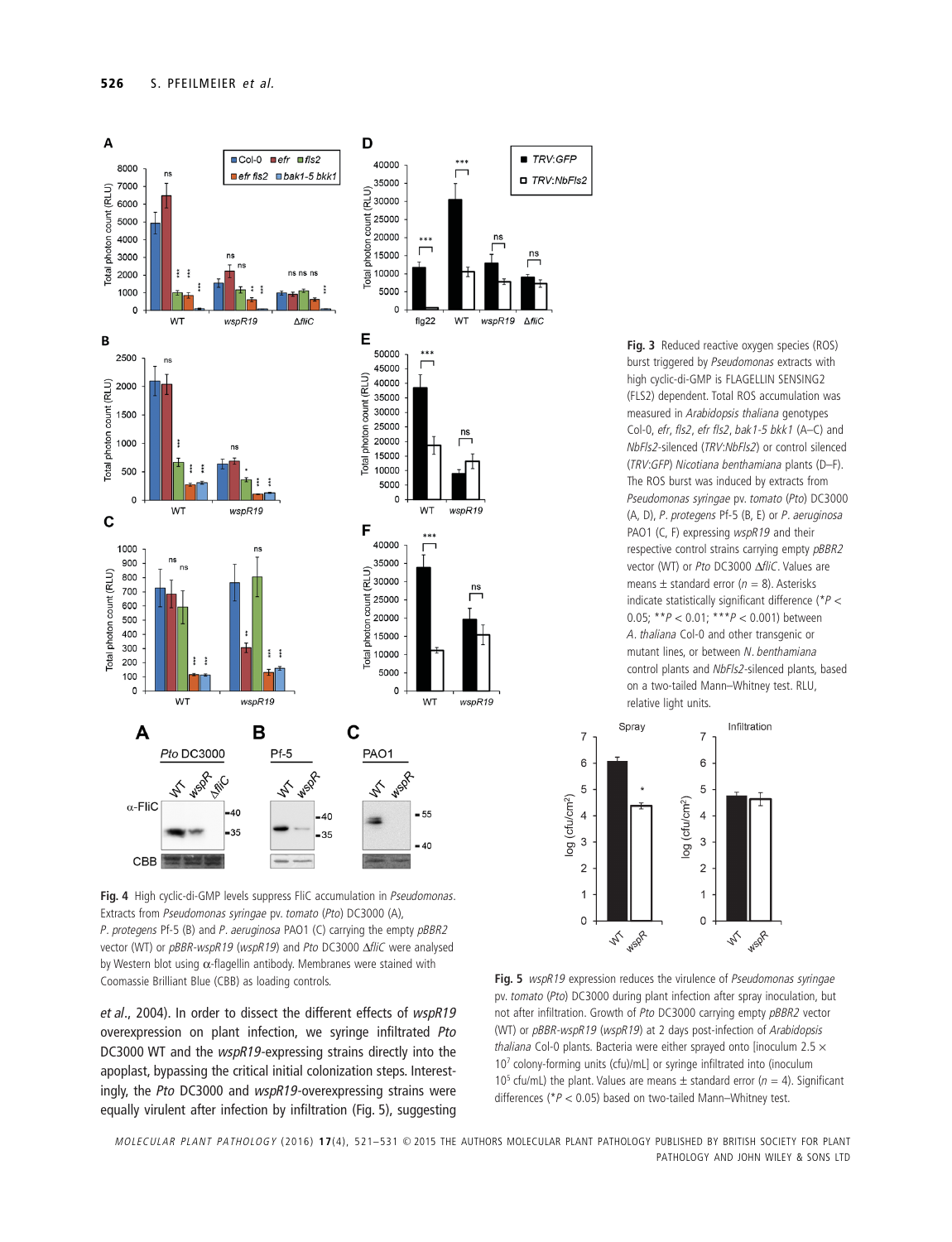**Fig. 3** Reduced reactive oxygen species (ROS) burst triggered by *Pseudomonas* extracts with high cyclic-di-GMP is FLAGELLIN SENSING2 (FLS2) dependent. Total ROS accumulation was measured in *Arabidopsis thaliana* genotypes Col-0, *efr*, *fls2*, *efr fls2*, *bak1-5 bkk1* (A–C) and *NbFls2*-silenced (*TRV:NbFls2*) or control silenced (*TRV:GFP*) *Nicotiana benthamiana* plants (D–F). The ROS burst was induced by extracts from *Pseudomonas syringae* pv. *tomato* (*Pto*) DC3000 (A, D), *P. protegens* Pf-5 (B, E) or *P. aeruginosa* PAO1 (C, F) expressing *wspR19* and their respective control strains carrying empty *pBBR2* vector (WT) or *Pto* DC3000 Δ*fliC*. Values are means ± standard error ($n = 8$). Asterisks indicate statistically significant difference (*$P < 0.05$; **$P < 0.01$; ***$P < 0.001$) between *A. thaliana* Col-0 and other transgenic or mutant lines, or between *N. benthamiana* control plants and *NbFls2*-silenced plants, based on a two-tailed Mann–Whitney test. RLU, relative light units.

**Fig. 4** High cyclic-di-GMP levels suppress FliC accumulation in *Pseudomonas*. Extracts from *Pseudomonas syringae* pv. *tomato* (*Pto*) DC3000 (A), *P. protegens* Pf-5 (B) and *P. aeruginosa* PAO1 (C) carrying the empty *pBBR2* vector (WT) or *pBBR-wspR19* (*wspR19*) and *Pto* DC3000 Δ*fliC* were analysed by Western blot using α-flagellin antibody. Membranes were stained with Coomassie Brilliant Blue (CBB) as loading controls.

**Fig. 5** *wspR19* expression reduces the virulence of *Pseudomonas syringae* pv. *tomato* (*Pto*) DC3000 during plant infection after spray inoculation, but not after infiltration. Growth of *Pto* DC3000 carrying empty *pBBR2* vector (WT) or *pBBR-wspR19* (*wspR19*) at 2 days post-infection of *Arabidopsis thaliana* Col-0 plants. Bacteria were either sprayed onto [inoculum $2.5 \times 10^7$ colony-forming units (cfu)/mL] or syringe infiltrated into (inoculum $10^5$ cfu/mL) the plant. Values are means ± standard error ($n = 4$). Significant differences (*$P < 0.05$) based on two-tailed Mann–Whitney test.

et al., 2004). In order to dissect the different effects of *wspR19* overexpression on plant infection, we syringe infiltrated *Pto* DC3000 WT and the *wspR19*-expressing strains directly into the apoplast, bypassing the critical initial colonization steps. Interestingly, the *Pto* DC3000 and *wspR19*-overexpressing strains were equally virulent after infection by infiltration (Fig. 5), suggesting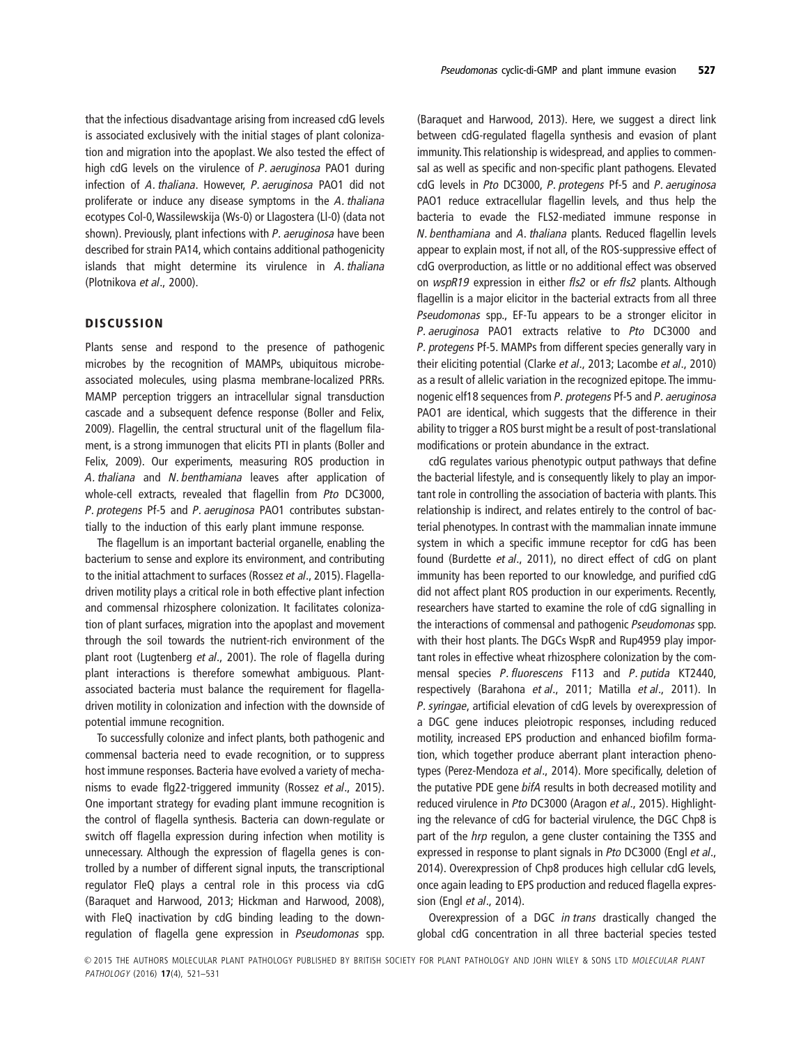that the infectious disadvantage arising from increased cdG levels is associated exclusively with the initial stages of plant colonization and migration into the apoplast. We also tested the effect of high cdG levels on the virulence of *P. aeruginosa* PAO1 during infection of *A. thaliana*. However, *P. aeruginosa* PAO1 did not proliferate or induce any disease symptoms in the *A. thaliana* ecotypes Col-0, Wassilewskija (Ws-0) or Llagostera (Ll-0) (data not shown). Previously, plant infections with *P. aeruginosa* have been described for strain PA14, which contains additional pathogenicity islands that might determine its virulence in *A. thaliana* (Plotnikova *et al*., 2000).

## DISCUSSION

Plants sense and respond to the presence of pathogenic microbes by the recognition of MAMPs, ubiquitous microbe-associated molecules, using plasma membrane-localized PRRs. MAMP perception triggers an intracellular signal transduction cascade and a subsequent defence response (Boller and Felix, 2009). Flagellin, the central structural unit of the flagellum filament, is a strong immunogen that elicits PTI in plants (Boller and Felix, 2009). Our experiments, measuring ROS production in *A. thaliana* and *N. benthamiana* leaves after application of whole-cell extracts, revealed that flagellin from *Pto* DC3000, *P. protegens* Pf-5 and *P. aeruginosa* PAO1 contributes substantially to the induction of this early plant immune response.

The flagellum is an important bacterial organelle, enabling the bacterium to sense and explore its environment, and contributing to the initial attachment to surfaces (Rossez *et al*., 2015). Flagella-driven motility plays a critical role in both effective plant infection and commensal rhizosphere colonization. It facilitates colonization of plant surfaces, migration into the apoplast and movement through the soil towards the nutrient-rich environment of the plant root (Lugtenberg *et al*., 2001). The role of flagella during plant interactions is therefore somewhat ambiguous. Plant-associated bacteria must balance the requirement for flagella-driven motility in colonization and infection with the downside of potential immune recognition.

To successfully colonize and infect plants, both pathogenic and commensal bacteria need to evade recognition, or to suppress host immune responses. Bacteria have evolved a variety of mechanisms to evade flg22-triggered immunity (Rossez *et al*., 2015). One important strategy for evading plant immune recognition is the control of flagella synthesis. Bacteria can down-regulate or switch off flagella expression during infection when motility is unnecessary. Although the expression of flagella genes is controlled by a number of different signal inputs, the transcriptional regulator FleQ plays a central role in this process via cdG (Baraquet and Harwood, 2013; Hickman and Harwood, 2008), with FleQ inactivation by cdG binding leading to the down-regulation of flagella gene expression in *Pseudomonas* spp. (Baraquet and Harwood, 2013). Here, we suggest a direct link between cdG-regulated flagella synthesis and evasion of plant immunity. This relationship is widespread, and applies to commensal as well as specific and non-specific plant pathogens. Elevated cdG levels in *Pto* DC3000, *P. protegens* Pf-5 and *P. aeruginosa* PAO1 reduce extracellular flagellin levels, and thus help the bacteria to evade the FLS2-mediated immune response in *N. benthamiana* and *A. thaliana* plants. Reduced flagellin levels appear to explain most, if not all, of the ROS-suppressive effect of cdG overproduction, as little or no additional effect was observed on *wspR19* expression in either *fls2* or *efr fls2* plants. Although flagellin is a major elicitor in the bacterial extracts from all three *Pseudomonas* spp., EF-Tu appears to be a stronger elicitor in *P. aeruginosa* PAO1 extracts relative to *Pto* DC3000 and *P. protegens* Pf-5. MAMPs from different species generally vary in their eliciting potential (Clarke *et al*., 2013; Lacombe *et al*., 2010) as a result of allelic variation in the recognized epitope. The immunogenic elf18 sequences from *P. protegens* Pf-5 and *P. aeruginosa* PAO1 are identical, which suggests that the difference in their ability to trigger a ROS burst might be a result of post-translational modifications or protein abundance in the extract.

cdG regulates various phenotypic output pathways that define the bacterial lifestyle, and is consequently likely to play an important role in controlling the association of bacteria with plants. This relationship is indirect, and relates entirely to the control of bacterial phenotypes. In contrast with the mammalian innate immune system in which a specific immune receptor for cdG has been found (Burdette *et al*., 2011), no direct effect of cdG on plant immunity has been reported to our knowledge, and purified cdG did not affect plant ROS production in our experiments. Recently, researchers have started to examine the role of cdG signalling in the interactions of commensal and pathogenic *Pseudomonas* spp. with their host plants. The DGCs WspR and Rup4959 play important roles in effective wheat rhizosphere colonization by the commensal species *P. fluorescens* F113 and *P. putida* KT2440, respectively (Barahona *et al*., 2011; Matilla *et al*., 2011). In *P. syringae*, artificial elevation of cdG levels by overexpression of a DGC gene induces pleiotropic responses, including reduced motility, increased EPS production and enhanced biofilm formation, which together produce aberrant plant interaction phenotypes (Perez-Mendoza *et al*., 2014). More specifically, deletion of the putative PDE gene *bifA* results in both decreased motility and reduced virulence in *Pto* DC3000 (Aragon *et al*., 2015). Highlighting the relevance of cdG for bacterial virulence, the DGC Chp8 is part of the *hrp* regulon, a gene cluster containing the T3SS and expressed in response to plant signals in *Pto* DC3000 (Engl *et al*., 2014). Overexpression of Chp8 produces high cellular cdG levels, once again leading to EPS production and reduced flagella expression (Engl *et al*., 2014).

Overexpression of a DGC *in trans* drastically changed the global cdG concentration in all three bacterial species tested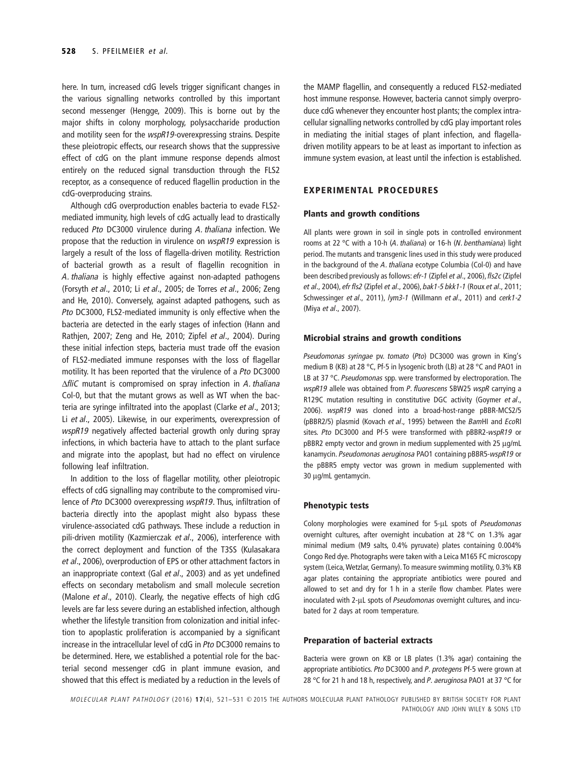here. In turn, increased cdG levels trigger significant changes in the various signalling networks controlled by this important second messenger (Hengge, 2009). This is borne out by the major shifts in colony morphology, polysaccharide production and motility seen for the *wspR19*-overexpressing strains. Despite these pleiotropic effects, our research shows that the suppressive effect of cdG on the plant immune response depends almost entirely on the reduced signal transduction through the FLS2 receptor, as a consequence of reduced flagellin production in the cdG-overproducing strains.

Although cdG overproduction enables bacteria to evade FLS2-mediated immunity, high levels of cdG actually lead to drastically reduced *Pto* DC3000 virulence during *A. thaliana* infection. We propose that the reduction in virulence on *wspR19* expression is largely a result of the loss of flagella-driven motility. Restriction of bacterial growth as a result of flagellin recognition in *A. thaliana* is highly effective against non-adapted pathogens (Forsyth *et al*., 2010; Li *et al*., 2005; de Torres *et al*., 2006; Zeng and He, 2010). Conversely, against adapted pathogens, such as *Pto* DC3000, FLS2-mediated immunity is only effective when the bacteria are detected in the early stages of infection (Hann and Rathjen, 2007; Zeng and He, 2010; Zipfel *et al*., 2004). During these initial infection steps, bacteria must trade off the evasion of FLS2-mediated immune responses with the loss of flagellar motility. It has been reported that the virulence of a *Pto* DC3000 Δ*fliC* mutant is compromised on spray infection in *A. thaliana* Col-0, but that the mutant grows as well as WT when the bacteria are syringe infiltrated into the apoplast (Clarke *et al*., 2013; Li *et al*., 2005). Likewise, in our experiments, overexpression of *wspR19* negatively affected bacterial growth only during spray infections, in which bacteria have to attach to the plant surface and migrate into the apoplast, but had no effect on virulence following leaf infiltration.

In addition to the loss of flagellar motility, other pleiotropic effects of cdG signalling may contribute to the compromised virulence of *Pto* DC3000 overexpressing *wspR19*. Thus, infiltration of bacteria directly into the apoplast might also bypass these virulence-associated cdG pathways. These include a reduction in pili-driven motility (Kazmierczak *et al*., 2006), interference with the correct deployment and function of the T3SS (Kulasakara *et al*., 2006), overproduction of EPS or other attachment factors in an inappropriate context (Gal *et al*., 2003) and as yet undefined effects on secondary metabolism and small molecule secretion (Malone *et al*., 2010). Clearly, the negative effects of high cdG levels are far less severe during an established infection, although whether the lifestyle transition from colonization and initial infection to apoplastic proliferation is accompanied by a significant increase in the intracellular level of cdG in *Pto* DC3000 remains to be determined. Here, we established a potential role for the bacterial second messenger cdG in plant immune evasion, and showed that this effect is mediated by a reduction in the levels of the MAMP flagellin, and consequently a reduced FLS2-mediated host immune response. However, bacteria cannot simply overproduce cdG whenever they encounter host plants; the complex intracellular signalling networks controlled by cdG play important roles in mediating the initial stages of plant infection, and flagella-driven motility appears to be at least as important to infection as immune system evasion, at least until the infection is established.

## EXPERIMENTAL PROCEDURES

### Plants and growth conditions

All plants were grown in soil in single pots in controlled environment rooms at 22 °C with a 10-h (*A. thaliana*) or 16-h (*N. benthamiana*) light period. The mutants and transgenic lines used in this study were produced in the background of the *A. thaliana* ecotype Columbia (Col-0) and have been described previously as follows: *efr-1* (Zipfel *et al*., 2006), *fls2c* (Zipfel *et al*., 2004), *efr fls2* (Zipfel *et al*., 2006), *bak1-5 bkk1-1* (Roux *et al*., 2011; Schwessinger *et al*., 2011), *lym3-1* (Willmann *et al*., 2011) and *cerk1-2* (Miya *et al*., 2007).

### Microbial strains and growth conditions

*Pseudomonas syringae* pv. *tomato* (*Pto*) DC3000 was grown in King's medium B (KB) at 28 °C, Pf-5 in lysogenic broth (LB) at 28 °C and PAO1 in LB at 37 °C. *Pseudomonas* spp. were transformed by electroporation. The *wspR19* allele was obtained from *P. fluorescens* SBW25 *wspR* carrying a R129C mutation resulting in constitutive DGC activity (Goymer *et al*., 2006). *wspR19* was cloned into a broad-host-range pBBR-MCS2/5 (pBBR2/5) plasmid (Kovach *et al*., 1995) between the *Bam*HI and *Eco*RI sites. *Pto* DC3000 and Pf-5 were transformed with pBBR2-*wspR19* or pBBR2 empty vector and grown in medium supplemented with 25 μg/mL kanamycin. *Pseudomonas aeruginosa* PAO1 containing pBBR5-*wspR19* or the pBBR5 empty vector was grown in medium supplemented with 30 μg/mL gentamycin.

### Phenotypic tests

Colony morphologies were examined for 5-μL spots of *Pseudomonas* overnight cultures, after overnight incubation at 28 °C on 1.3% agar minimal medium (M9 salts, 0.4% pyruvate) plates containing 0.004% Congo Red dye. Photographs were taken with a Leica M165 FC microscopy system (Leica, Wetzlar, Germany). To measure swimming motility, 0.3% KB agar plates containing the appropriate antibiotics were poured and allowed to set and dry for 1 h in a sterile flow chamber. Plates were inoculated with 2-μL spots of *Pseudomonas* overnight cultures, and incubated for 2 days at room temperature.

### Preparation of bacterial extracts

Bacteria were grown on KB or LB plates (1.3% agar) containing the appropriate antibiotics. *Pto* DC3000 and *P. protegens* Pf-5 were grown at 28 °C for 21 h and 18 h, respectively, and *P. aeruginosa* PAO1 at 37 °C for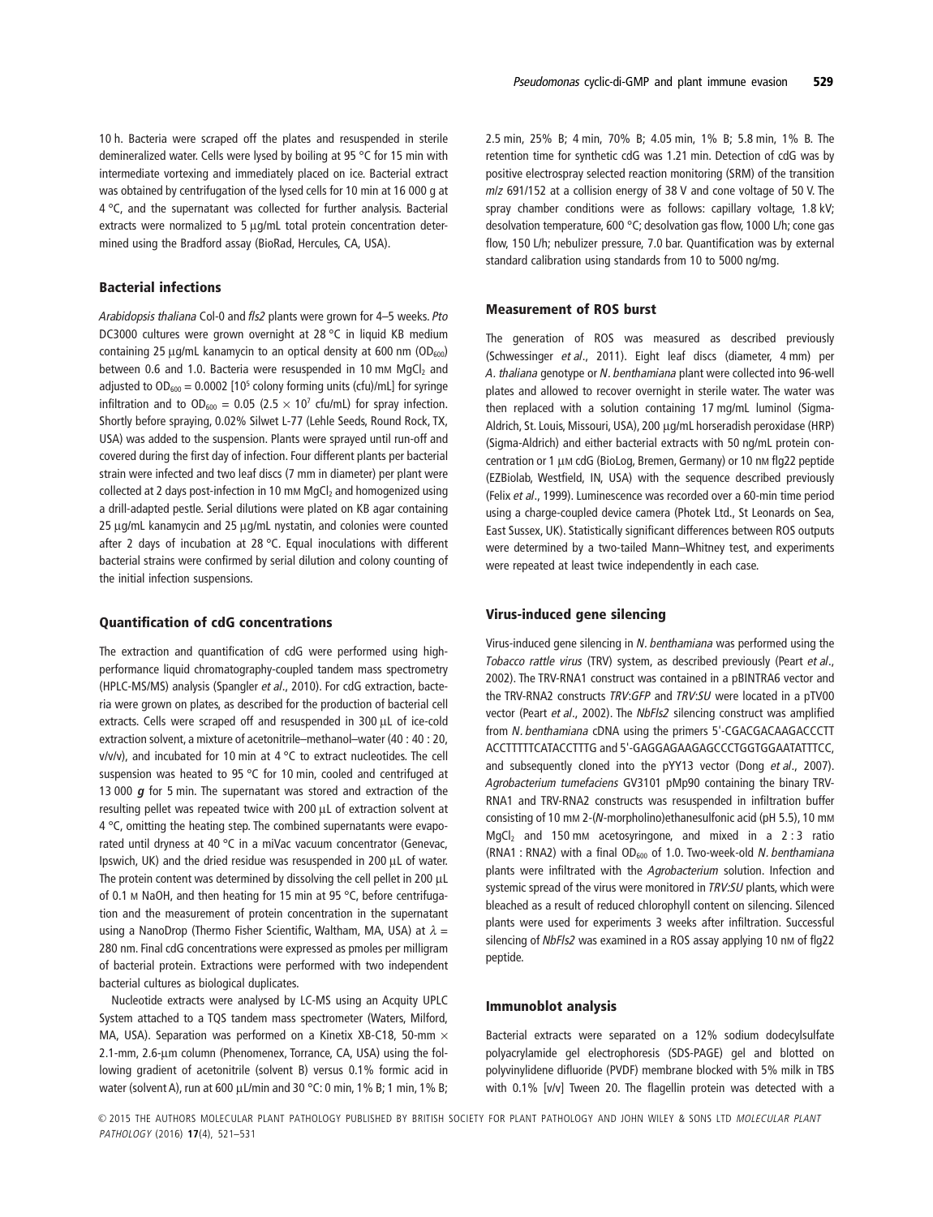10 h. Bacteria were scraped off the plates and resuspended in sterile demineralized water. Cells were lysed by boiling at 95 °C for 15 min with intermediate vortexing and immediately placed on ice. Bacterial extract was obtained by centrifugation of the lysed cells for 10 min at 16 000 g at 4 °C, and the supernatant was collected for further analysis. Bacterial extracts were normalized to 5 μg/mL total protein concentration determined using the Bradford assay (BioRad, Hercules, CA, USA).

### Bacterial infections

*Arabidopsis thaliana* Col-0 and *fls2* plants were grown for 4–5 weeks. *Pto* DC3000 cultures were grown overnight at 28 °C in liquid KB medium containing 25 μg/mL kanamycin to an optical density at 600 nm ($OD_{600}$) between 0.6 and 1.0. Bacteria were resuspended in 10 mM $MgCl_2$ and adjusted to $OD_{600} = 0.0002$ [$10^5$ colony forming units (cfu)/mL] for syringe infiltration and to $OD_{600} = 0.05$ ($2.5 \times 10^7$ cfu/mL) for spray infection. Shortly before spraying, 0.02% Silwet L-77 (Lehle Seeds, Round Rock, TX, USA) was added to the suspension. Plants were sprayed until run-off and covered during the first day of infection. Four different plants per bacterial strain were infected and two leaf discs (7 mm in diameter) per plant were collected at 2 days post-infection in 10 mM $MgCl_2$ and homogenized using a drill-adapted pestle. Serial dilutions were plated on KB agar containing 25 μg/mL kanamycin and 25 μg/mL nystatin, and colonies were counted after 2 days of incubation at 28 °C. Equal inoculations with different bacterial strains were confirmed by serial dilution and colony counting of the initial infection suspensions.

### Quantification of cdG concentrations

The extraction and quantification of cdG were performed using high-performance liquid chromatography-coupled tandem mass spectrometry (HPLC-MS/MS) analysis (Spangler *et al*., 2010). For cdG extraction, bacteria were grown on plates, as described for the production of bacterial cell extracts. Cells were scraped off and resuspended in 300 μL of ice-cold extraction solvent, a mixture of acetonitrile–methanol–water (40 : 40 : 20, v/v/v), and incubated for 10 min at 4 °C to extract nucleotides. The cell suspension was heated to 95 °C for 10 min, cooled and centrifuged at 13 000 ***g*** for 5 min. The supernatant was stored and extraction of the resulting pellet was repeated twice with 200 μL of extraction solvent at 4 °C, omitting the heating step. The combined supernatants were evaporated until dryness at 40 °C in a miVac vacuum concentrator (Genevac, Ipswich, UK) and the dried residue was resuspended in 200 μL of water. The protein content was determined by dissolving the cell pellet in 200 μL of 0.1 M NaOH, and then heating for 15 min at 95 °C, before centrifugation and the measurement of protein concentration in the supernatant using a NanoDrop (Thermo Fisher Scientific, Waltham, MA, USA) at $\lambda = 280$ nm. Final cdG concentrations were expressed as pmoles per milligram of bacterial protein. Extractions were performed with two independent bacterial cultures as biological duplicates.

Nucleotide extracts were analysed by LC-MS using an Acquity UPLC System attached to a TQS tandem mass spectrometer (Waters, Milford, MA, USA). Separation was performed on a Kinetix XB-C18, 50-mm × 2.1-mm, 2.6-μm column (Phenomenex, Torrance, CA, USA) using the following gradient of acetonitrile (solvent B) versus 0.1% formic acid in water (solvent A), run at 600 μL/min and 30 °C: 0 min, 1% B; 1 min, 1% B; 2.5 min, 25% B; 4 min, 70% B; 4.05 min, 1% B; 5.8 min, 1% B. The retention time for synthetic cdG was 1.21 min. Detection of cdG was by positive electrospray selected reaction monitoring (SRM) of the transition *m/z* 691/152 at a collision energy of 38 V and cone voltage of 50 V. The spray chamber conditions were as follows: capillary voltage, 1.8 kV; desolvation temperature, 600 °C; desolvation gas flow, 1000 L/h; cone gas flow, 150 L/h; nebulizer pressure, 7.0 bar. Quantification was by external standard calibration using standards from 10 to 5000 ng/mg.

### Measurement of ROS burst

The generation of ROS was measured as described previously (Schwessinger *et al*., 2011). Eight leaf discs (diameter, 4 mm) per *A. thaliana* genotype or *N. benthamiana* plant were collected into 96-well plates and allowed to recover overnight in sterile water. The water was then replaced with a solution containing 17 mg/mL luminol (Sigma-Aldrich, St. Louis, Missouri, USA), 200 μg/mL horseradish peroxidase (HRP) (Sigma-Aldrich) and either bacterial extracts with 50 ng/mL protein concentration or 1 μM cdG (BioLog, Bremen, Germany) or 10 nM flg22 peptide (EZBiolab, Westfield, IN, USA) with the sequence described previously (Felix *et al*., 1999). Luminescence was recorded over a 60-min time period using a charge-coupled device camera (Photek Ltd., St Leonards on Sea, East Sussex, UK). Statistically significant differences between ROS outputs were determined by a two-tailed Mann–Whitney test, and experiments were repeated at least twice independently in each case.

### Virus-induced gene silencing

Virus-induced gene silencing in *N. benthamiana* was performed using the *Tobacco rattle virus* (TRV) system, as described previously (Peart *et al*., 2002). The TRV-RNA1 construct was contained in a pBINTRA6 vector and the TRV-RNA2 constructs *TRV:GFP* and *TRV:SU* were located in a pTV00 vector (Peart *et al*., 2002). The *NbFls2* silencing construct was amplified from *N. benthamiana* cDNA using the primers 5'-CGACGACAAGACCCTT ACCTTTTTCATACCTTTG and 5'-GAGGAGAAGAGCCCTGGTGGAATATTTCC, and subsequently cloned into the pYY13 vector (Dong *et al*., 2007). *Agrobacterium tumefaciens* GV3101 pMp90 containing the binary TRV-RNA1 and TRV-RNA2 constructs was resuspended in infiltration buffer consisting of 10 mM 2-(*N*-morpholino)ethanesulfonic acid (pH 5.5), 10 mM $MgCl_2$ and 150 mM acetosyringone, and mixed in a 2 : 3 ratio (RNA1 : RNA2) with a final $OD_{600}$ of 1.0. Two-week-old *N. benthamiana* plants were infiltrated with the *Agrobacterium* solution. Infection and systemic spread of the virus were monitored in *TRV:SU* plants, which were bleached as a result of reduced chlorophyll content on silencing. Silenced plants were used for experiments 3 weeks after infiltration. Successful silencing of *NbFls2* was examined in a ROS assay applying 10 nM of flg22 peptide.

### Immunoblot analysis

Bacterial extracts were separated on a 12% sodium dodecylsulfate polyacrylamide gel electrophoresis (SDS-PAGE) gel and blotted on polyvinylidene difluoride (PVDF) membrane blocked with 5% milk in TBS with 0.1% [v/v] Tween 20. The flagellin protein was detected with a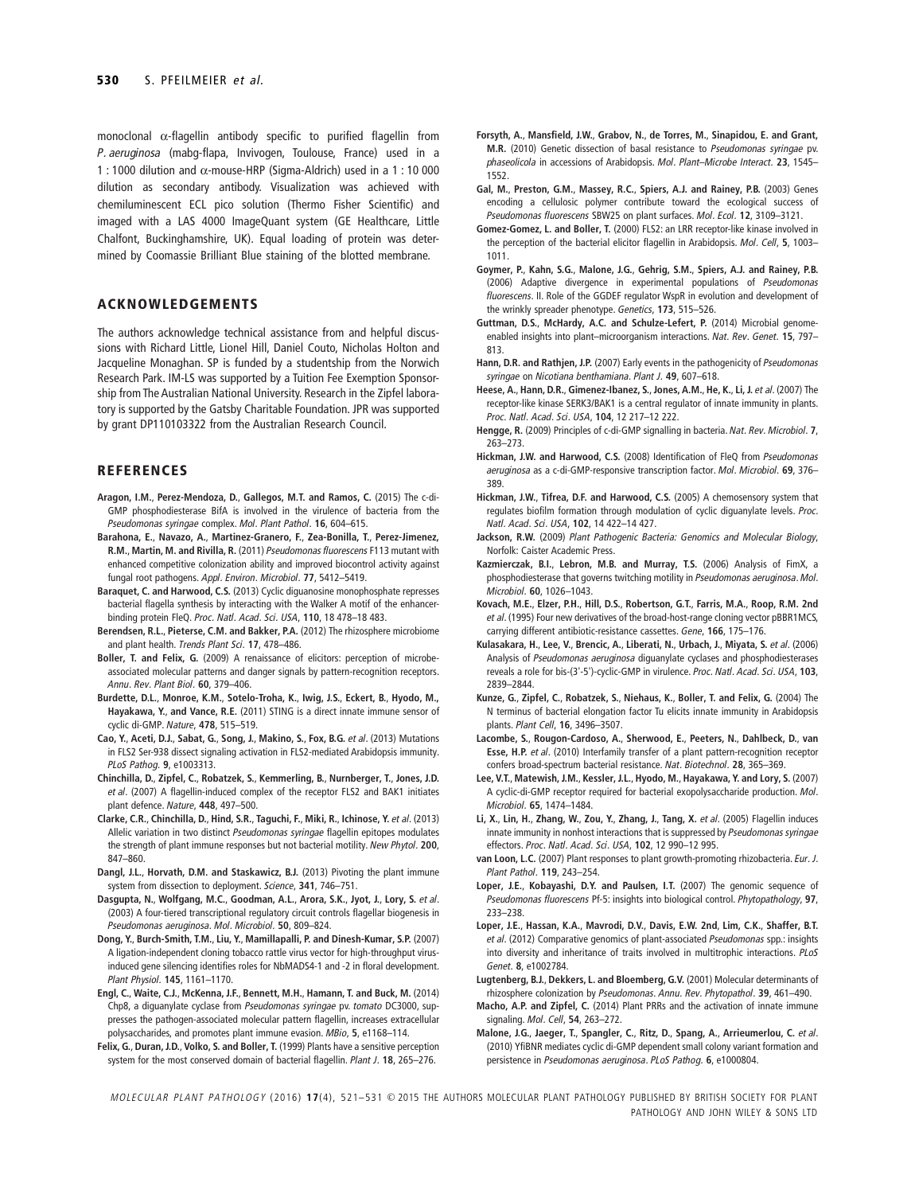monoclonal α-flagellin antibody specific to purified flagellin from *P. aeruginosa* (mabg-flapa, Invivogen, Toulouse, France) used in a 1 : 1000 dilution and α-mouse-HRP (Sigma-Aldrich) used in a 1 : 10 000 dilution as secondary antibody. Visualization was achieved with chemiluminescent ECL pico solution (Thermo Fisher Scientific) and imaged with a LAS 4000 ImageQuant system (GE Healthcare, Little Chalfont, Buckinghamshire, UK). Equal loading of protein was determined by Coomassie Brilliant Blue staining of the blotted membrane.

## ACKNOWLEDGEMENTS

The authors acknowledge technical assistance from and helpful discussions with Richard Little, Lionel Hill, Daniel Couto, Nicholas Holton and Jacqueline Monaghan. SP is funded by a studentship from the Norwich Research Park. IM-LS was supported by a Tuition Fee Exemption Sponsorship from The Australian National University. Research in the Zipfel laboratory is supported by the Gatsby Charitable Foundation. JPR was supported by grant DP110103322 from the Australian Research Council.

## REFERENCES

**Aragon, I.M., Perez-Mendoza, D., Gallegos, M.T. and Ramos, C.** (2015) The c-di-GMP phosphodiesterase BifA is involved in the virulence of bacteria from the *Pseudomonas syringae* complex. *Mol. Plant Pathol.* **16**, 604–615.

**Barahona, E., Navazo, A., Martinez-Granero, F., Zea-Bonilla, T., Perez-Jimenez, R.M., Martin, M. and Rivilla, R.** (2011) *Pseudomonas fluorescens* F113 mutant with enhanced competitive colonization ability and improved biocontrol activity against fungal root pathogens. *Appl. Environ. Microbiol.* **77**, 5412–5419.

**Baraquet, C. and Harwood, C.S.** (2013) Cyclic diguanosine monophosphate represses bacterial flagella synthesis by interacting with the Walker A motif of the enhancer-binding protein FleQ. *Proc. Natl. Acad. Sci. USA*, **110**, 18 478–18 483.

**Berendsen, R.L., Pieterse, C.M. and Bakker, P.A.** (2012) The rhizosphere microbiome and plant health. *Trends Plant Sci.* **17**, 478–486.

**Boller, T. and Felix, G.** (2009) A renaissance of elicitors: perception of microbe-associated molecular patterns and danger signals by pattern-recognition receptors. *Annu. Rev. Plant Biol.* **60**, 379–406.

**Burdette, D.L., Monroe, K.M., Sotelo-Troha, K., Iwig, J.S., Eckert, B., Hyodo, M., Hayakawa, Y., and Vance, R.E.** (2011) STING is a direct innate immune sensor of cyclic di-GMP. *Nature*, **478**, 515–519.

**Cao, Y., Aceti, D.J., Sabat, G., Song, J., Makino, S., Fox, B.G.** *et al*. (2013) Mutations in FLS2 Ser-938 dissect signaling activation in FLS2-mediated Arabidopsis immunity. *PLoS Pathog.* **9**, e1003313.

**Chinchilla, D., Zipfel, C., Robatzek, S., Kemmerling, B., Nurnberger, T., Jones, J.D.** *et al*. (2007) A flagellin-induced complex of the receptor FLS2 and BAK1 initiates plant defence. *Nature*, **448**, 497–500.

**Clarke, C.R., Chinchilla, D., Hind, S.R., Taguchi, F., Miki, R., Ichinose, Y.** *et al*. (2013) Allelic variation in two distinct *Pseudomonas syringae* flagellin epitopes modulates the strength of plant immune responses but not bacterial motility. *New Phytol.* **200**, 847–860.

**Dangl, J.L., Horvath, D.M. and Staskawicz, B.J.** (2013) Pivoting the plant immune system from dissection to deployment. *Science*, **341**, 746–751.

**Dasgupta, N., Wolfgang, M.C., Goodman, A.L., Arora, S.K., Jyot, J., Lory, S.** *et al*. (2003) A four-tiered transcriptional regulatory circuit controls flagellar biogenesis in *Pseudomonas aeruginosa*. *Mol. Microbiol.* **50**, 809–824.

**Dong, Y., Burch-Smith, T.M., Liu, Y., Mamillapalli, P. and Dinesh-Kumar, S.P.** (2007) A ligation-independent cloning tobacco rattle virus vector for high-throughput virus-induced gene silencing identifies roles for NbMADS4-1 and -2 in floral development. *Plant Physiol.* **145**, 1161–1170.

**Engl, C., Waite, C.J., McKenna, J.F., Bennett, M.H., Hamann, T. and Buck, M.** (2014) Chp8, a diguanylate cyclase from *Pseudomonas syringae* pv. *tomato* DC3000, suppresses the pathogen-associated molecular pattern flagellin, increases extracellular polysaccharides, and promotes plant immune evasion. *MBio*, **5**, e1168–114.

**Felix, G., Duran, J.D., Volko, S. and Boller, T.** (1999) Plants have a sensitive perception system for the most conserved domain of bacterial flagellin. *Plant J.* **18**, 265–276.

**Forsyth, A., Mansfield, J.W., Grabov, N., de Torres, M., Sinapidou, E. and Grant, M.R.** (2010) Genetic dissection of basal resistance to *Pseudomonas syringae* pv. *phaseolicola* in accessions of Arabidopsis. *Mol. Plant–Microbe Interact.* **23**, 1545–1552.

**Gal, M., Preston, G.M., Massey, R.C., Spiers, A.J. and Rainey, P.B.** (2003) Genes encoding a cellulosic polymer contribute toward the ecological success of *Pseudomonas fluorescens* SBW25 on plant surfaces. *Mol. Ecol.* **12**, 3109–3121.

**Gomez-Gomez, L. and Boller, T.** (2000) FLS2: an LRR receptor-like kinase involved in the perception of the bacterial elicitor flagellin in Arabidopsis. *Mol. Cell*, **5**, 1003–1011.

**Goymer, P., Kahn, S.G., Malone, J.G., Gehrig, S.M., Spiers, A.J. and Rainey, P.B.** (2006) Adaptive divergence in experimental populations of *Pseudomonas fluorescens*. II. Role of the GGDEF regulator WspR in evolution and development of the wrinkly spreader phenotype. *Genetics*, **173**, 515–526.

**Guttman, D.S., McHardy, A.C. and Schulze-Lefert, P.** (2014) Microbial genome-enabled insights into plant–microorganism interactions. *Nat. Rev. Genet.* **15**, 797–813.

**Hann, D.R. and Rathjen, J.P.** (2007) Early events in the pathogenicity of *Pseudomonas syringae* on *Nicotiana benthamiana*. *Plant J.* **49**, 607–618.

**Heese, A., Hann, D.R., Gimenez-Ibanez, S., Jones, A.M., He, K., Li, J.** *et al*. (2007) The receptor-like kinase SERK3/BAK1 is a central regulator of innate immunity in plants. *Proc. Natl. Acad. Sci. USA*, **104**, 12 217–12 222.

**Hengge, R.** (2009) Principles of c-di-GMP signalling in bacteria. *Nat. Rev. Microbiol.* **7**, 263–273.

**Hickman, J.W. and Harwood, C.S.** (2008) Identification of FleQ from *Pseudomonas aeruginosa* as a c-di-GMP-responsive transcription factor. *Mol. Microbiol.* **69**, 376–389.

**Hickman, J.W., Tifrea, D.F. and Harwood, C.S.** (2005) A chemosensory system that regulates biofilm formation through modulation of cyclic diguanylate levels. *Proc. Natl. Acad. Sci. USA*, **102**, 14 422–14 427.

**Jackson, R.W.** (2009) *Plant Pathogenic Bacteria: Genomics and Molecular Biology*, Norfolk: Caister Academic Press.

**Kazmierczak, B.I., Lebron, M.B. and Murray, T.S.** (2006) Analysis of FimX, a phosphodiesterase that governs twitching motility in *Pseudomonas aeruginosa*. *Mol. Microbiol.* **60**, 1026–1043.

**Kovach, M.E., Elzer, P.H., Hill, D.S., Robertson, G.T., Farris, M.A., Roop, R.M. 2nd** *et al*. (1995) Four new derivatives of the broad-host-range cloning vector pBBR1MCS, carrying different antibiotic-resistance cassettes. *Gene*, **166**, 175–176.

**Kulasakara, H., Lee, V., Brencic, A., Liberati, N., Urbach, J., Miyata, S.** *et al*. (2006) Analysis of *Pseudomonas aeruginosa* diguanylate cyclases and phosphodiesterases reveals a role for bis-(3′-5′)-cyclic-GMP in virulence. *Proc. Natl. Acad. Sci. USA*, **103**, 2839–2844.

**Kunze, G., Zipfel, C., Robatzek, S., Niehaus, K., Boller, T. and Felix, G.** (2004) The N terminus of bacterial elongation factor Tu elicits innate immunity in Arabidopsis plants. *Plant Cell*, **16**, 3496–3507.

**Lacombe, S., Rougon-Cardoso, A., Sherwood, E., Peeters, N., Dahlbeck, D., van Esse, H.P.** *et al*. (2010) Interfamily transfer of a plant pattern-recognition receptor confers broad-spectrum bacterial resistance. *Nat. Biotechnol.* **28**, 365–369.

**Lee, V.T., Matewish, J.M., Kessler, J.L., Hyodo, M., Hayakawa, Y. and Lory, S.** (2007) A cyclic-di-GMP receptor required for bacterial exopolysaccharide production. *Mol. Microbiol.* **65**, 1474–1484.

**Li, X., Lin, H., Zhang, W., Zou, Y., Zhang, J., Tang, X.** *et al*. (2005) Flagellin induces innate immunity in nonhost interactions that is suppressed by *Pseudomonas syringae* effectors. *Proc. Natl. Acad. Sci. USA*, **102**, 12 990–12 995.

**van Loon, L.C.** (2007) Plant responses to plant growth-promoting rhizobacteria. *Eur. J. Plant Pathol.* **119**, 243–254.

**Loper, J.E., Kobayashi, D.Y. and Paulsen, I.T.** (2007) The genomic sequence of *Pseudomonas fluorescens* Pf-5: insights into biological control. *Phytopathology*, **97**, 233–238.

**Loper, J.E., Hassan, K.A., Mavrodi, D.V., Davis, E.W. 2nd, Lim, C.K., Shaffer, B.T.** *et al*. (2012) Comparative genomics of plant-associated *Pseudomonas* spp.: insights into diversity and inheritance of traits involved in multitrophic interactions. *PLoS Genet.* **8**, e1002784.

**Lugtenberg, B.J., Dekkers, L. and Bloemberg, G.V.** (2001) Molecular determinants of rhizosphere colonization by *Pseudomonas*. *Annu. Rev. Phytopathol.* **39**, 461–490.

**Macho, A.P. and Zipfel, C.** (2014) Plant PRRs and the activation of innate immune signaling. *Mol. Cell*, **54**, 263–272.

**Malone, J.G., Jaeger, T., Spangler, C., Ritz, D., Spang, A., Arrieumerlou, C.** *et al*. (2010) YfiBNR mediates cyclic di-GMP dependent small colony variant formation and persistence in *Pseudomonas aeruginosa*. *PLoS Pathog.* **6**, e1000804.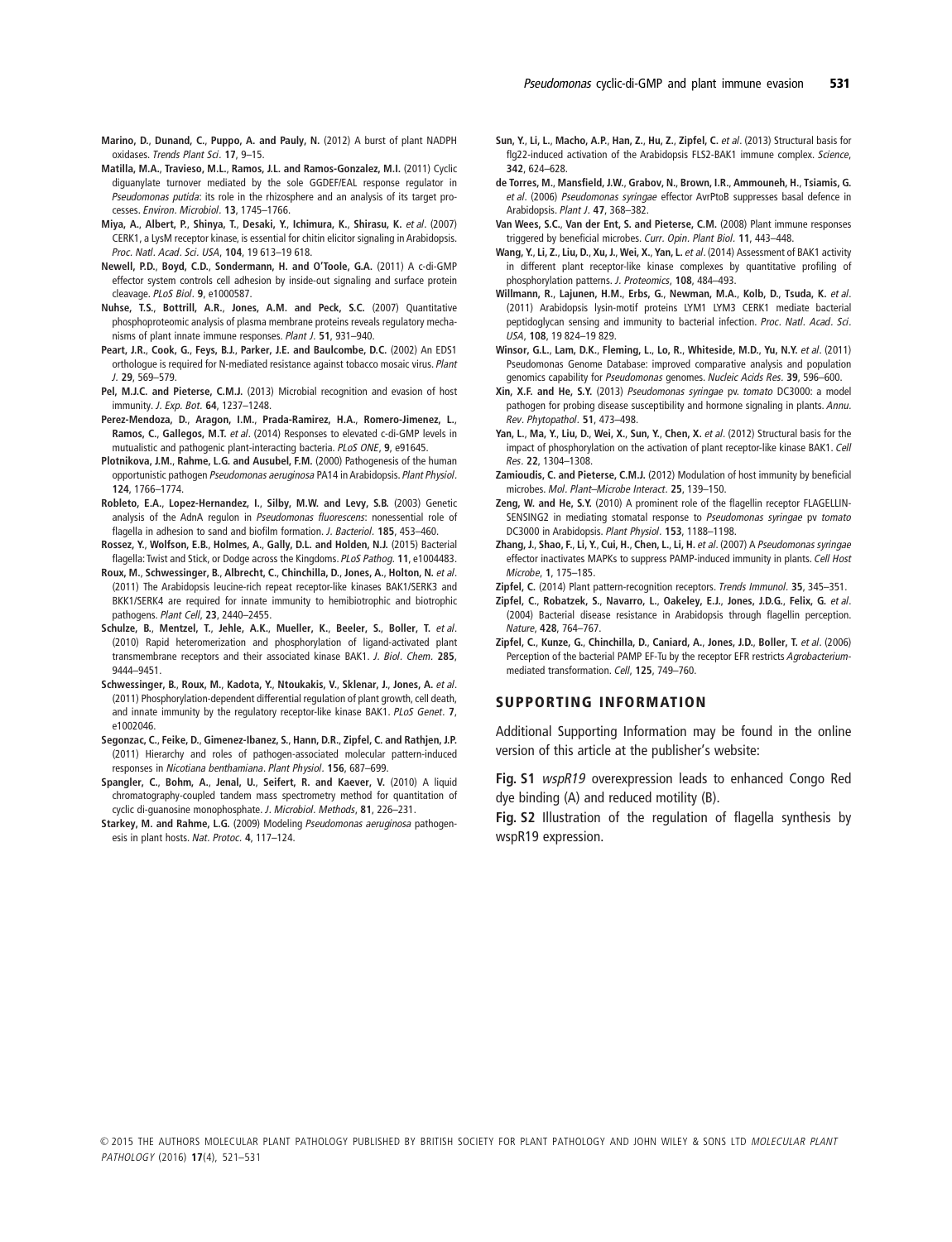**Marino, D., Dunand, C., Puppo, A. and Pauly, N.** (2012) A burst of plant NADPH oxidases. *Trends Plant Sci*. **17**, 9–15.

**Matilla, M.A., Travieso, M.L., Ramos, J.L. and Ramos-Gonzalez, M.I.** (2011) Cyclic diguanylate turnover mediated by the sole GGDEF/EAL response regulator in *Pseudomonas putida*: its role in the rhizosphere and an analysis of its target processes. *Environ. Microbiol*. **13**, 1745–1766.

**Miya, A., Albert, P., Shinya, T., Desaki, Y., Ichimura, K., Shirasu, K.** *et al*. (2007) CERK1, a LysM receptor kinase, is essential for chitin elicitor signaling in Arabidopsis. *Proc. Natl. Acad. Sci. USA*, **104**, 19 613–19 618.

**Newell, P.D., Boyd, C.D., Sondermann, H. and O'Toole, G.A.** (2011) A c-di-GMP effector system controls cell adhesion by inside-out signaling and surface protein cleavage. *PLoS Biol*. **9**, e1000587.

**Nuhse, T.S., Bottrill, A.R., Jones, A.M. and Peck, S.C.** (2007) Quantitative phosphoproteomic analysis of plasma membrane proteins reveals regulatory mechanisms of plant innate immune responses. *Plant J*. **51**, 931–940.

**Peart, J.R., Cook, G., Feys, B.J., Parker, J.E. and Baulcombe, D.C.** (2002) An EDS1 orthologue is required for N-mediated resistance against tobacco mosaic virus. *Plant J*. **29**, 569–579.

**Pel, M.J.C. and Pieterse, C.M.J.** (2013) Microbial recognition and evasion of host immunity. *J. Exp. Bot*. **64**, 1237–1248.

**Perez-Mendoza, D., Aragon, I.M., Prada-Ramirez, H.A., Romero-Jimenez, L., Ramos, C., Gallegos, M.T.** *et al*. (2014) Responses to elevated c-di-GMP levels in mutualistic and pathogenic plant-interacting bacteria. *PLoS ONE*, **9**, e91645.

**Plotnikova, J.M., Rahme, L.G. and Ausubel, F.M.** (2000) Pathogenesis of the human opportunistic pathogen *Pseudomonas aeruginosa* PA14 in Arabidopsis. *Plant Physiol*. **124**, 1766–1774.

**Robleto, E.A., Lopez-Hernandez, I., Silby, M.W. and Levy, S.B.** (2003) Genetic analysis of the AdnA regulon in *Pseudomonas fluorescens*: nonessential role of flagella in adhesion to sand and biofilm formation. *J. Bacteriol*. **185**, 453–460.

**Rossez, Y., Wolfson, E.B., Holmes, A., Gally, D.L. and Holden, N.J.** (2015) Bacterial flagella: Twist and Stick, or Dodge across the Kingdoms. *PLoS Pathog*. **11**, e1004483.

**Roux, M., Schwessinger, B., Albrecht, C., Chinchilla, D., Jones, A., Holton, N.** *et al*. (2011) The Arabidopsis leucine-rich repeat receptor-like kinases BAK1/SERK3 and BKK1/SERK4 are required for innate immunity to hemibiotrophic and biotrophic pathogens. *Plant Cell*, **23**, 2440–2455.

**Schulze, B., Mentzel, T., Jehle, A.K., Mueller, K., Beeler, S., Boller, T.** *et al*. (2010) Rapid heteromerization and phosphorylation of ligand-activated plant transmembrane receptors and their associated kinase BAK1. *J. Biol. Chem*. **285**, 9444–9451.

**Schwessinger, B., Roux, M., Kadota, Y., Ntoukakis, V., Sklenar, J., Jones, A.** *et al*. (2011) Phosphorylation-dependent differential regulation of plant growth, cell death, and innate immunity by the regulatory receptor-like kinase BAK1. *PLoS Genet*. **7**, e1002046.

**Segonzac, C., Feike, D., Gimenez-Ibanez, S., Hann, D.R., Zipfel, C. and Rathjen, J.P.** (2011) Hierarchy and roles of pathogen-associated molecular pattern-induced responses in *Nicotiana benthamiana*. *Plant Physiol*. **156**, 687–699.

**Spangler, C., Bohm, A., Jenal, U., Seifert, R. and Kaever, V.** (2010) A liquid chromatography-coupled tandem mass spectrometry method for quantitation of cyclic di-guanosine monophosphate. *J. Microbiol. Methods*, **81**, 226–231.

**Starkey, M. and Rahme, L.G.** (2009) Modeling *Pseudomonas aeruginosa* pathogenesis in plant hosts. *Nat. Protoc*. **4**, 117–124.

**Sun, Y., Li, L., Macho, A.P., Han, Z., Hu, Z., Zipfel, C.** *et al*. (2013) Structural basis for flg22-induced activation of the Arabidopsis FLS2-BAK1 immune complex. *Science*, **342**, 624–628.

**de Torres, M., Mansfield, J.W., Grabov, N., Brown, I.R., Ammouneh, H., Tsiamis, G.** *et al*. (2006) *Pseudomonas syringae* effector AvrPtoB suppresses basal defence in Arabidopsis. *Plant J*. **47**, 368–382.

**Van Wees, S.C., Van der Ent, S. and Pieterse, C.M.** (2008) Plant immune responses triggered by beneficial microbes. *Curr. Opin. Plant Biol*. **11**, 443–448.

**Wang, Y., Li, Z., Liu, D., Xu, J., Wei, X., Yan, L.** *et al*. (2014) Assessment of BAK1 activity in different plant receptor-like kinase complexes by quantitative profiling of phosphorylation patterns. *J. Proteomics*, **108**, 484–493.

**Willmann, R., Lajunen, H.M., Erbs, G., Newman, M.A., Kolb, D., Tsuda, K.** *et al*. (2011) Arabidopsis lysin-motif proteins LYM1 LYM3 CERK1 mediate bacterial peptidoglycan sensing and immunity to bacterial infection. *Proc. Natl. Acad. Sci. USA*, **108**, 19 824–19 829.

**Winsor, G.L., Lam, D.K., Fleming, L., Lo, R., Whiteside, M.D., Yu, N.Y.** *et al*. (2011) Pseudomonas Genome Database: improved comparative analysis and population genomics capability for *Pseudomonas* genomes. *Nucleic Acids Res*. **39**, 596–600.

**Xin, X.F. and He, S.Y.** (2013) *Pseudomonas syringae* pv. *tomato* DC3000: a model pathogen for probing disease susceptibility and hormone signaling in plants. *Annu. Rev. Phytopathol*. **51**, 473–498.

**Yan, L., Ma, Y., Liu, D., Wei, X., Sun, Y., Chen, X.** *et al*. (2012) Structural basis for the impact of phosphorylation on the activation of plant receptor-like kinase BAK1. *Cell Res*. **22**, 1304–1308.

**Zamioudis, C. and Pieterse, C.M.J.** (2012) Modulation of host immunity by beneficial microbes. *Mol. Plant–Microbe Interact*. **25**, 139–150.

**Zeng, W. and He, S.Y.** (2010) A prominent role of the flagellin receptor FLAGELLIN-SENSING2 in mediating stomatal response to *Pseudomonas syringae* pv *tomato* DC3000 in Arabidopsis. *Plant Physiol*. **153**, 1188–1198.

**Zhang, J., Shao, F., Li, Y., Cui, H., Chen, L., Li, H.** *et al*. (2007) A *Pseudomonas syringae* effector inactivates MAPKs to suppress PAMP-induced immunity in plants. *Cell Host Microbe*, **1**, 175–185.

**Zipfel, C.** (2014) Plant pattern-recognition receptors. *Trends Immunol*. **35**, 345–351.

**Zipfel, C., Robatzek, S., Navarro, L., Oakeley, E.J., Jones, J.D.G., Felix, G.** *et al*. (2004) Bacterial disease resistance in Arabidopsis through flagellin perception. *Nature*, **428**, 764–767.

**Zipfel, C., Kunze, G., Chinchilla, D., Caniard, A., Jones, J.D., Boller, T.** *et al*. (2006) Perception of the bacterial PAMP EF-Tu by the receptor EFR restricts *Agrobacterium*-mediated transformation. *Cell*, **125**, 749–760.

## SUPPORTING INFORMATION

Additional Supporting Information may be found in the online version of this article at the publisher's website:

**Fig. S1** *wspR19* overexpression leads to enhanced Congo Red dye binding (A) and reduced motility (B).

**Fig. S2** Illustration of the regulation of flagella synthesis by wspR19 expression.

© 2015 THE AUTHORS MOLECULAR PLANT PATHOLOGY PUBLISHED BY BRITISH SOCIETY FOR PLANT PATHOLOGY AND JOHN WILEY & SONS LTD